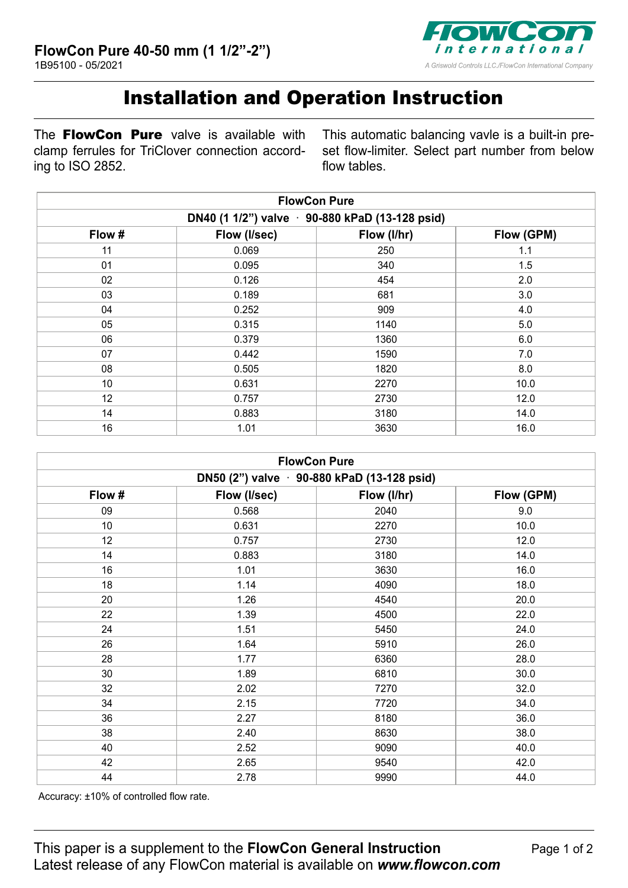**FlowCon Pure 40-50 mm (1 1/2"-2")**
1B95100 - 05/2021

FlowCon international
A Griswold Controls LLC./FlowCon International Company

# Installation and Operation Instruction

The **FlowCon Pure** valve is available with clamp ferrules for TriClover connection according to ISO 2852.

This automatic balancing vavle is a built-in preset flow-limiter. Select part number from below flow tables.

| FlowCon Pure | | | |
|---|---|---|---|
| DN40 (1 1/2") valve · 90-880 kPaD (13-128 psid) | | | |
| **Flow #** | **Flow (l/sec)** | **Flow (l/hr)** | **Flow (GPM)** |
| 11 | 0.069 | 250 | 1.1 |
| 01 | 0.095 | 340 | 1.5 |
| 02 | 0.126 | 454 | 2.0 |
| 03 | 0.189 | 681 | 3.0 |
| 04 | 0.252 | 909 | 4.0 |
| 05 | 0.315 | 1140 | 5.0 |
| 06 | 0.379 | 1360 | 6.0 |
| 07 | 0.442 | 1590 | 7.0 |
| 08 | 0.505 | 1820 | 8.0 |
| 10 | 0.631 | 2270 | 10.0 |
| 12 | 0.757 | 2730 | 12.0 |
| 14 | 0.883 | 3180 | 14.0 |
| 16 | 1.01 | 3630 | 16.0 |

| FlowCon Pure | | | |
|---|---|---|---|
| DN50 (2") valve · 90-880 kPaD (13-128 psid) | | | |
| **Flow #** | **Flow (l/sec)** | **Flow (l/hr)** | **Flow (GPM)** |
| 09 | 0.568 | 2040 | 9.0 |
| 10 | 0.631 | 2270 | 10.0 |
| 12 | 0.757 | 2730 | 12.0 |
| 14 | 0.883 | 3180 | 14.0 |
| 16 | 1.01 | 3630 | 16.0 |
| 18 | 1.14 | 4090 | 18.0 |
| 20 | 1.26 | 4540 | 20.0 |
| 22 | 1.39 | 4500 | 22.0 |
| 24 | 1.51 | 5450 | 24.0 |
| 26 | 1.64 | 5910 | 26.0 |
| 28 | 1.77 | 6360 | 28.0 |
| 30 | 1.89 | 6810 | 30.0 |
| 32 | 2.02 | 7270 | 32.0 |
| 34 | 2.15 | 7720 | 34.0 |
| 36 | 2.27 | 8180 | 36.0 |
| 38 | 2.40 | 8630 | 38.0 |
| 40 | 2.52 | 9090 | 40.0 |
| 42 | 2.65 | 9540 | 42.0 |
| 44 | 2.78 | 9990 | 44.0 |

Accuracy: ±10% of controlled flow rate.

This paper is a supplement to the **FlowCon General Instruction**
Latest release of any FlowCon material is available on ***www.flowcon.com***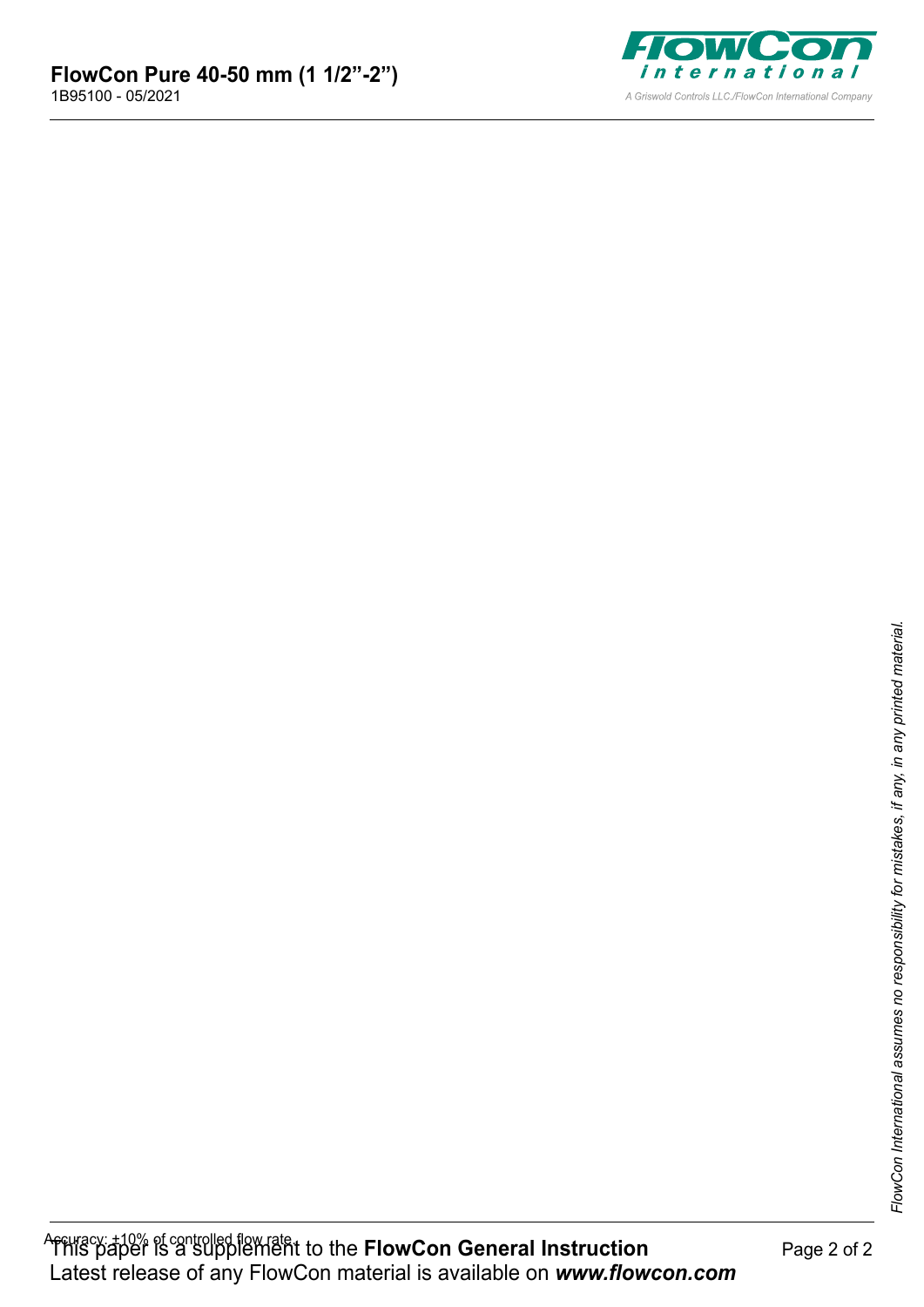Accuracy: ±10% of controlled flow rate.